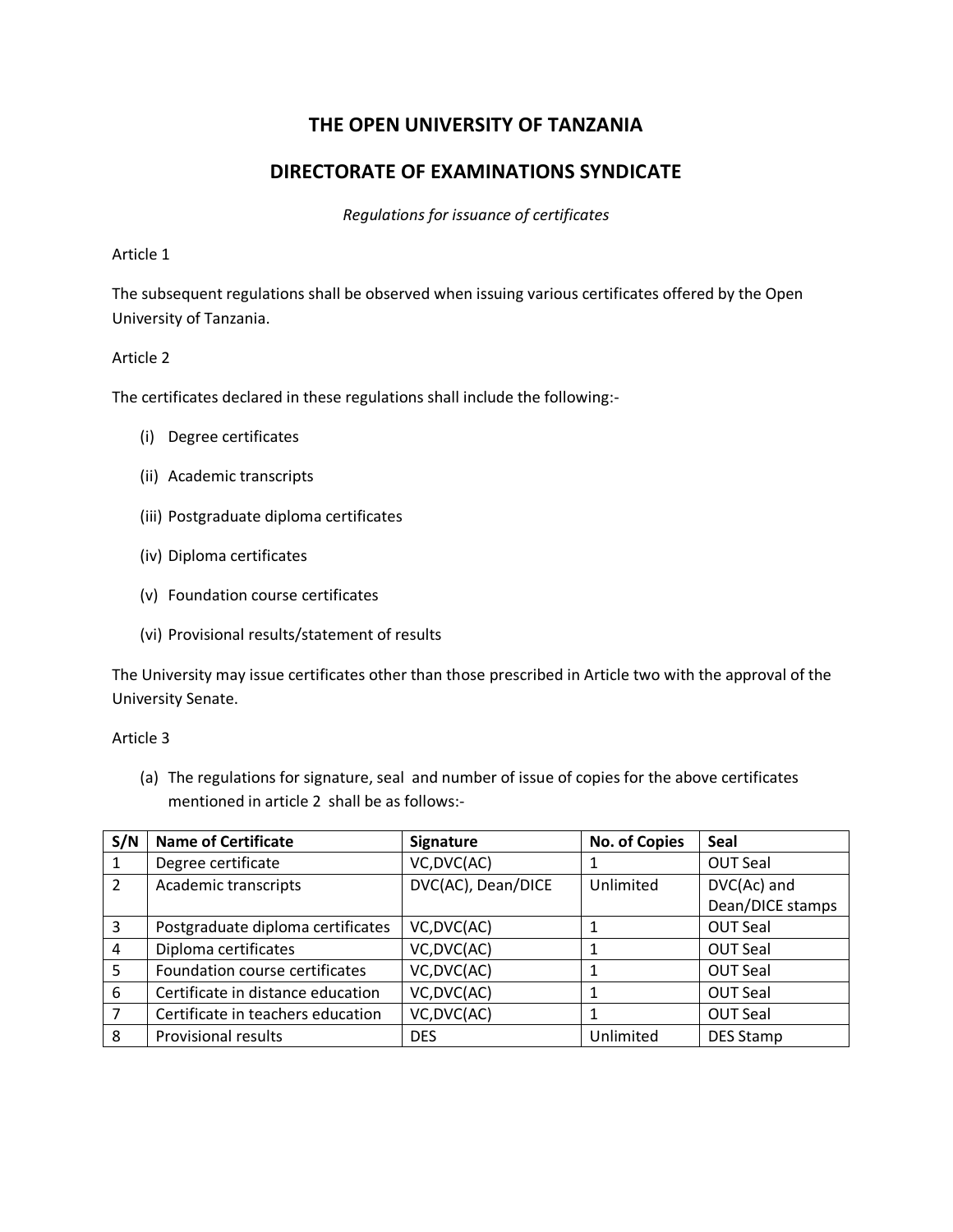# THE OPEN UNIVERSITY OF TANZANIA

## DIRECTORATE OF EXAMINATIONS SYNDICATE

*Regulations for issuance of certificates*

Article 1

The subsequent regulations shall be observed when issuing various certificates offered by the Open University of Tanzania.

Article 2

The certificates declared in these regulations shall include the following:-

(i) Degree certificates

(ii) Academic transcripts

(iii) Postgraduate diploma certificates

(iv) Diploma certificates

(v) Foundation course certificates

(vi) Provisional results/statement of results

The University may issue certificates other than those prescribed in Article two with the approval of the University Senate.

Article 3

(a) The regulations for signature, seal and number of issue of copies for the above certificates mentioned in article 2 shall be as follows:-

| S/N | Name of Certificate | Signature | No. of Copies | Seal |
|---|---|---|---|---|
| 1 | Degree certificate | VC,DVC(AC) | 1 | OUT Seal |
| 2 | Academic transcripts | DVC(AC), Dean/DICE | Unlimited | DVC(Ac) and Dean/DICE stamps |
| 3 | Postgraduate diploma certificates | VC,DVC(AC) | 1 | OUT Seal |
| 4 | Diploma certificates | VC,DVC(AC) | 1 | OUT Seal |
| 5 | Foundation course certificates | VC,DVC(AC) | 1 | OUT Seal |
| 6 | Certificate in distance education | VC,DVC(AC) | 1 | OUT Seal |
| 7 | Certificate in teachers education | VC,DVC(AC) | 1 | OUT Seal |
| 8 | Provisional results | DES | Unlimited | DES Stamp |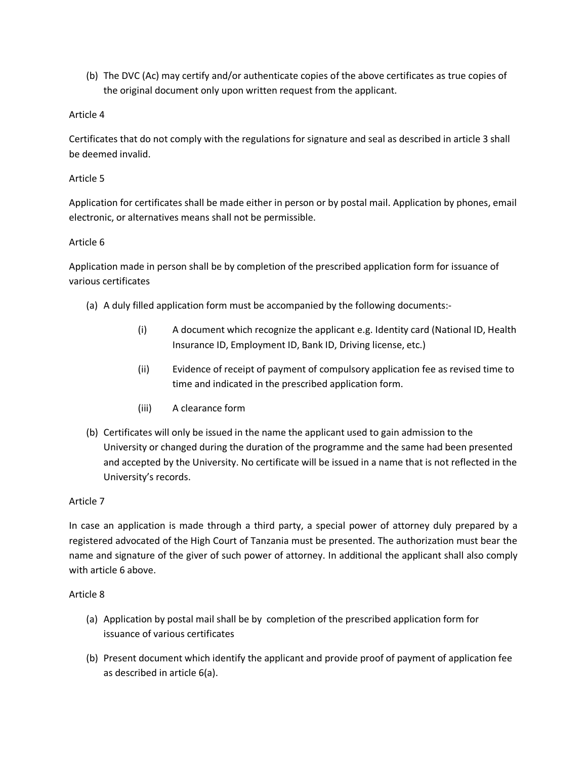(b) The DVC (Ac) may certify and/or authenticate copies of the above certificates as true copies of the original document only upon written request from the applicant.

Article 4

Certificates that do not comply with the regulations for signature and seal as described in article 3 shall be deemed invalid.

Article 5

Application for certificates shall be made either in person or by postal mail. Application by phones, email electronic, or alternatives means shall not be permissible.

Article 6

Application made in person shall be by completion of the prescribed application form for issuance of various certificates

(a) A duly filled application form must be accompanied by the following documents:-

   (i) A document which recognize the applicant e.g. Identity card (National ID, Health Insurance ID, Employment ID, Bank ID, Driving license, etc.)

   (ii) Evidence of receipt of payment of compulsory application fee as revised time to time and indicated in the prescribed application form.

   (iii) A clearance form

(b) Certificates will only be issued in the name the applicant used to gain admission to the University or changed during the duration of the programme and the same had been presented and accepted by the University. No certificate will be issued in a name that is not reflected in the University's records.

Article 7

In case an application is made through a third party, a special power of attorney duly prepared by a registered advocated of the High Court of Tanzania must be presented. The authorization must bear the name and signature of the giver of such power of attorney. In additional the applicant shall also comply with article 6 above.

Article 8

(a) Application by postal mail shall be by completion of the prescribed application form for issuance of various certificates

(b) Present document which identify the applicant and provide proof of payment of application fee as described in article 6(a).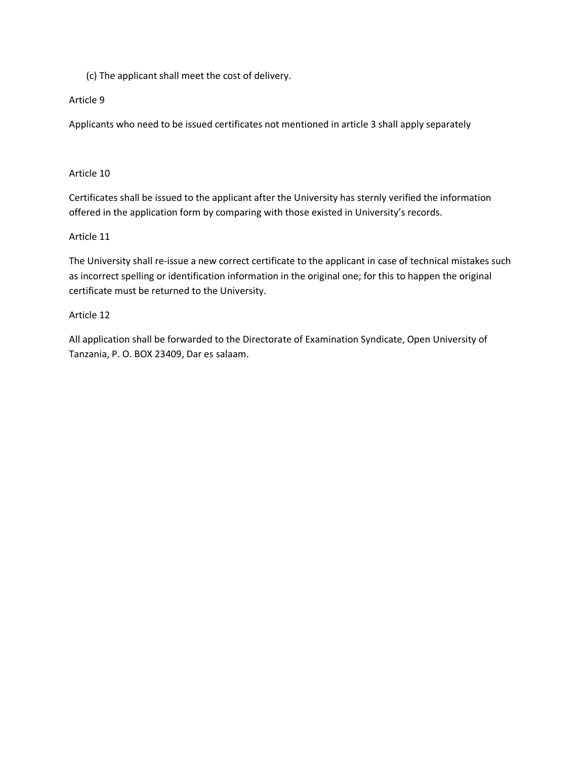(c) The applicant shall meet the cost of delivery.

Article 9

Applicants who need to be issued certificates not mentioned in article 3 shall apply separately

Article 10

Certificates shall be issued to the applicant after the University has sternly verified the information offered in the application form by comparing with those existed in University's records.

Article 11

The University shall re-issue a new correct certificate to the applicant in case of technical mistakes such as incorrect spelling or identification information in the original one; for this to happen the original certificate must be returned to the University.

Article 12

All application shall be forwarded to the Directorate of Examination Syndicate, Open University of Tanzania, P. O. BOX 23409, Dar es salaam.